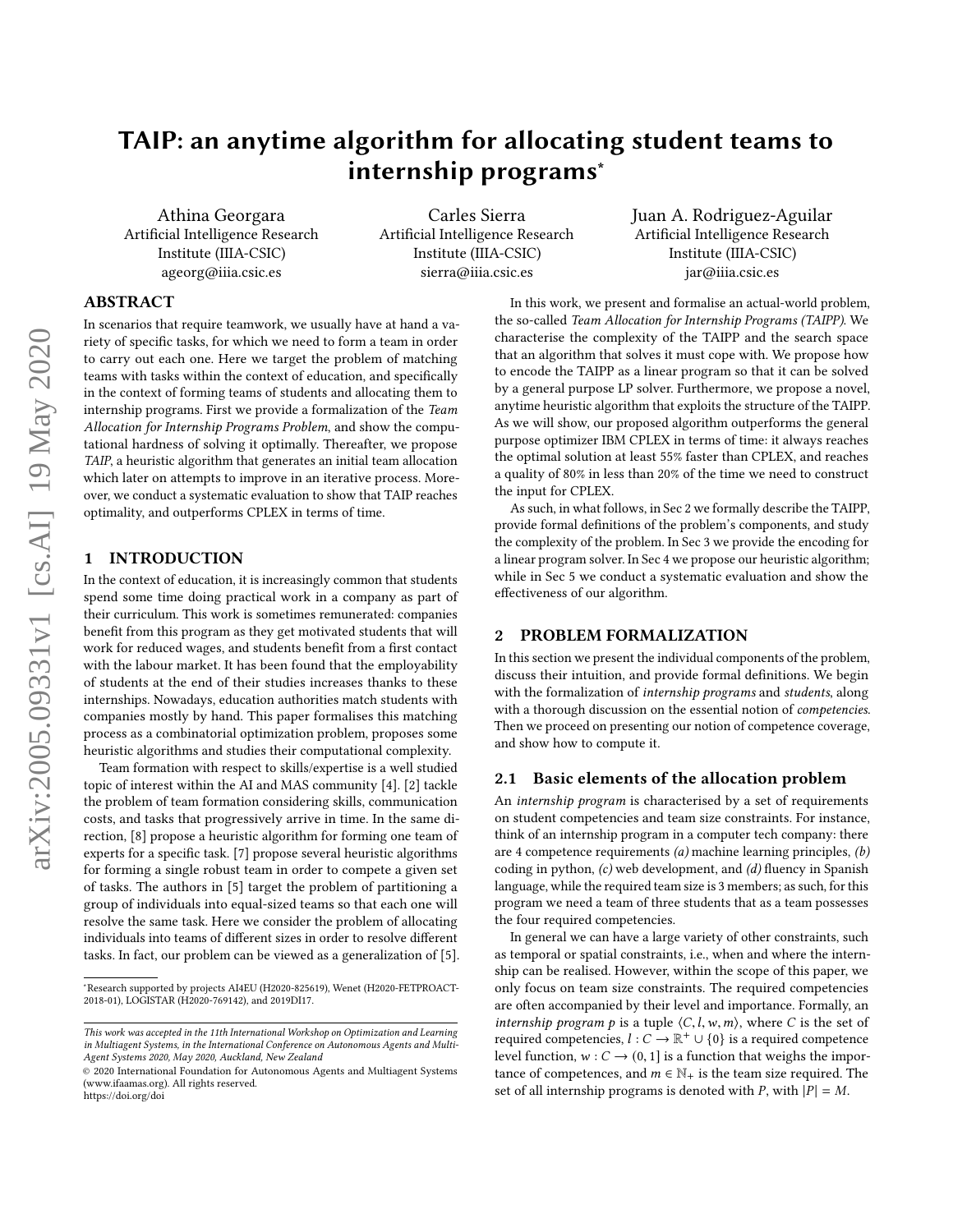# TAIP: an anytime algorithm for allocating student teams to internship programs*

Athina Georgara
Artificial Intelligence Research Institute (IIIA-CSIC)
ageorg@iiia.csic.es

Carles Sierra
Artificial Intelligence Research Institute (IIIA-CSIC)
sierra@iiia.csic.es

Juan A. Rodriguez-Aguilar
Artificial Intelligence Research Institute (IIIA-CSIC)
jar@iiia.csic.es

## ABSTRACT

In scenarios that require teamwork, we usually have at hand a variety of specific tasks, for which we need to form a team in order to carry out each one. Here we target the problem of matching teams with tasks within the context of education, and specifically in the context of forming teams of students and allocating them to internship programs. First we provide a formalization of the *Team Allocation for Internship Programs Problem*, and show the computational hardness of solving it optimally. Thereafter, we propose *TAIP*, a heuristic algorithm that generates an initial team allocation which later on attempts to improve in an iterative process. Moreover, we conduct a systematic evaluation to show that TAIP reaches optimality, and outperforms CPLEX in terms of time.

## 1 INTRODUCTION

In the context of education, it is increasingly common that students spend some time doing practical work in a company as part of their curriculum. This work is sometimes remunerated: companies benefit from this program as they get motivated students that will work for reduced wages, and students benefit from a first contact with the labour market. It has been found that the employability of students at the end of their studies increases thanks to these internships. Nowadays, education authorities match students with companies mostly by hand. This paper formalises this matching process as a combinatorial optimization problem, proposes some heuristic algorithms and studies their computational complexity.

Team formation with respect to skills/expertise is a well studied topic of interest within the AI and MAS community [4]. [2] tackle the problem of team formation considering skills, communication costs, and tasks that progressively arrive in time. In the same direction, [8] propose a heuristic algorithm for forming one team of experts for a specific task. [7] propose several heuristic algorithms for forming a single robust team in order to compete a given set of tasks. The authors in [5] target the problem of partitioning a group of individuals into equal-sized teams so that each one will resolve the same task. Here we consider the problem of allocating individuals into teams of different sizes in order to resolve different tasks. In fact, our problem can be viewed as a generalization of [5].

*Research supported by projects AI4EU (H2020-825619), Wenet (H2020-FETPROACT-2018-01), LOGISTAR (H2020-769142), and 2019DI17.

*This work was accepted in the 11th International Workshop on Optimization and Learning in Multiagent Systems, in the International Conference on Autonomous Agents and Multi-Agent Systems 2020, May 2020, Auckland, New Zealand*
© 2020 International Foundation for Autonomous Agents and Multiagent Systems (www.ifaamas.org). All rights reserved.
https://doi.org/doi

In this work, we present and formalise an actual-world problem, the so-called *Team Allocation for Internship Programs (TAIPP)*. We characterise the complexity of the TAIPP and the search space that an algorithm that solves it must cope with. We propose how to encode the TAIPP as a linear program so that it can be solved by a general purpose LP solver. Furthermore, we propose a novel, anytime heuristic algorithm that exploits the structure of the TAIPP. As we will show, our proposed algorithm outperforms the general purpose optimizer IBM CPLEX in terms of time: it always reaches the optimal solution at least 55% faster than CPLEX, and reaches a quality of 80% in less than 20% of the time we need to construct the input for CPLEX.

As such, in what follows, in Sec 2 we formally describe the TAIPP, provide formal definitions of the problem's components, and study the complexity of the problem. In Sec 3 we provide the encoding for a linear program solver. In Sec 4 we propose our heuristic algorithm; while in Sec 5 we conduct a systematic evaluation and show the effectiveness of our algorithm.

## 2 PROBLEM FORMALIZATION

In this section we present the individual components of the problem, discuss their intuition, and provide formal definitions. We begin with the formalization of *internship programs* and *students*, along with a thorough discussion on the essential notion of *competencies*. Then we proceed on presenting our notion of competence coverage, and show how to compute it.

### 2.1 Basic elements of the allocation problem

An *internship program* is characterised by a set of requirements on student competencies and team size constraints. For instance, think of an internship program in a computer tech company: there are 4 competence requirements *(a)* machine learning principles, *(b)* coding in python, *(c)* web development, and *(d)* fluency in Spanish language, while the required team size is 3 members; as such, for this program we need a team of three students that as a team possesses the four required competencies.

In general we can have a large variety of other constraints, such as temporal or spatial constraints, i.e., when and where the internship can be realised. However, within the scope of this paper, we only focus on team size constraints. The required competencies are often accompanied by their level and importance. Formally, an *internship program* $p$ is a tuple $\langle C, l, w, m \rangle$, where $C$ is the set of required competencies, $l : C \to \mathbb{R}^{+} \cup \{0\}$ is a required competence level function, $w : C \to (0, 1]$ is a function that weighs the importance of competences, and $m \in \mathbb{N}_{+}$ is the team size required. The set of all internship programs is denoted with $P$, with $|P| = M$.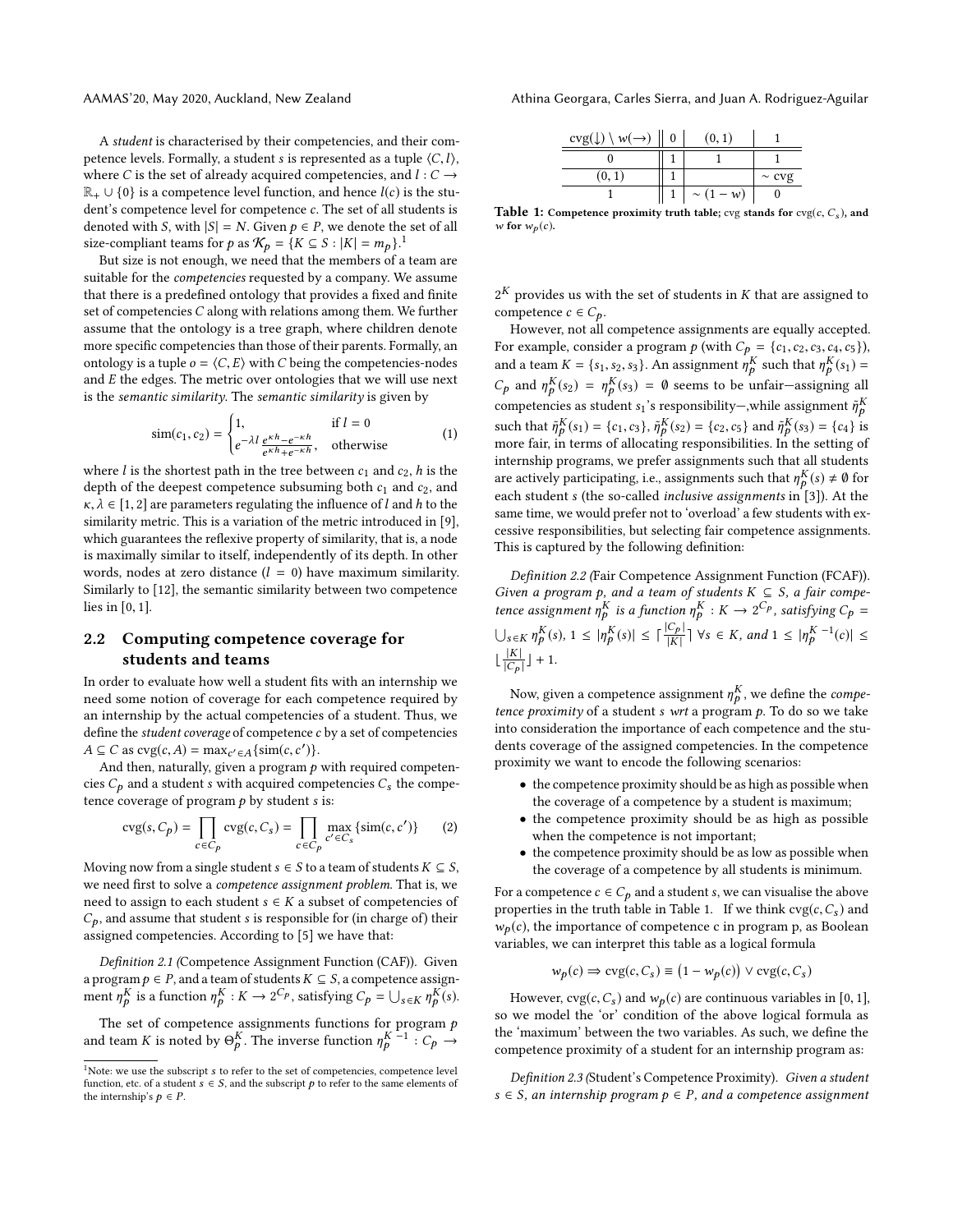A *student* is characterised by their competencies, and their competence levels. Formally, a student $s$ is represented as a tuple $\langle C, l \rangle$, where $C$ is the set of already acquired competencies, and $l : C \to \mathbb{R}_+ \cup \{0\}$ is a competence level function, and hence $l(c)$ is the student's competence level for competence $c$. The set of all students is denoted with $S$, with $|S| = N$. Given $p \in P$, we denote the set of all size-compliant teams for $p$ as $\mathcal{K}_p = \{K \subseteq S : |K| = m_p\}$.[1]

But size is not enough, we need that the members of a team are suitable for the *competencies* requested by a company. We assume that there is a predefined ontology that provides a fixed and finite set of competencies $C$ along with relations among them. We further assume that the ontology is a tree graph, where children denote more specific competencies than those of their parents. Formally, an ontology is a tuple $o = \langle C, E \rangle$ with $C$ being the competencies-nodes and $E$ the edges. The metric over ontologies that we will use next is the *semantic similarity*. The *semantic similarity* is given by

$$\text{sim}(c_1, c_2) = \begin{cases} 1, & \text{if } l = 0 \\ e^{-\lambda l} \frac{e^{\kappa h} - e^{-\kappa h}}{e^{\kappa h} + e^{-\kappa h}}, & \text{otherwise} \end{cases} \tag{1}$$

where $l$ is the shortest path in the tree between $c_1$ and $c_2$, $h$ is the depth of the deepest competence subsuming both $c_1$ and $c_2$, and $\kappa, \lambda \in [1, 2]$ are parameters regulating the influence of $l$ and $h$ to the similarity metric. This is a variation of the metric introduced in [9], which guarantees the reflexive property of similarity, that is, a node is maximally similar to itself, independently of its depth. In other words, nodes at zero distance ($l = 0$) have maximum similarity. Similarly to [12], the semantic similarity between two competence lies in $[0, 1]$.

## 2.2 Computing competence coverage for students and teams

In order to evaluate how well a student fits with an internship we need some notion of coverage for each competence required by an internship by the actual competencies of a student. Thus, we define the *student coverage* of competence $c$ by a set of competencies $A \subseteq C$ as $\text{cvg}(c, A) = \max_{c' \in A} \{\text{sim}(c, c')\}$.

And then, naturally, given a program $p$ with required competencies $C_p$ and a student $s$ with acquired competencies $C_s$ the competence coverage of program $p$ by student $s$ is:

$$\text{cvg}(s, C_p) = \prod_{c \in C_p} \text{cvg}(c, C_s) = \prod_{c \in C_p} \max_{c' \in C_s} \{\text{sim}(c, c')\} \tag{2}$$

Moving now from a single student $s \in S$ to a team of students $K \subseteq S$, we need first to solve a *competence assignment problem*. That is, we need to assign to each student $s \in K$ a subset of competencies of $C_p$, and assume that student $s$ is responsible for (in charge of) their assigned competencies. According to [5] we have that:

*Definition 2.1 (Competence Assignment Function (CAF)).* Given a program $p \in P$, and a team of students $K \subseteq S$, a competence assignment $\eta_p^K$ is a function $\eta_p^K : K \to 2^{C_p}$, satisfying $C_p = \bigcup_{s \in K} \eta_p^K(s)$.

The set of competence assignments functions for program $p$ and team $K$ is noted by $\Theta_p^K$. The inverse function $\eta_p^{K\,-1} : C_p \to 2^K$ provides us with the set of students in $K$ that are assigned to competence $c \in C_p$.

[1] Note: we use the subscript $s$ to refer to the set of competencies, competence level function, etc. of a student $s \in S$, and the subscript $p$ to refer to the same elements of the internship's $p \in P$.

| $\text{cvg}(\downarrow) \setminus w(\to)$ | 0 | (0, 1) | 1 |
|---|---|---|---|
| 0 | 1 | 1 | 1 |
| (0, 1) | 1 | | $\sim$ cvg |
| 1 | 1 | $\sim (1 - w)$ | 0 |

**Table 1: Competence proximity truth table;** cvg **stands for** $\text{cvg}(c, C_s)$**, and** $w$ **for** $w_p(c)$**.**

However, not all competence assignments are equally accepted. For example, consider a program $p$ (with $C_p = \{c_1, c_2, c_3, c_4, c_5\}$), and a team $K = \{s_1, s_2, s_3\}$. An assignment $\eta_p^K$ such that $\eta_p^K(s_1) = C_p$ and $\eta_p^K(s_2) = \eta_p^K(s_3) = \emptyset$ seems to be unfair—assigning all competencies as student $s_1$'s responsibility—,while assignment $\tilde{\eta}_p^K$ such that $\tilde{\eta}_p^K(s_1) = \{c_1, c_3\}$, $\tilde{\eta}_p^K(s_2) = \{c_2, c_5\}$ and $\tilde{\eta}_p^K(s_3) = \{c_4\}$ is more fair, in terms of allocating responsibilities. In the setting of internship programs, we prefer assignments such that all students are actively participating, i.e., assignments such that $\eta_p^K(s) \neq \emptyset$ for each student $s$ (the so-called *inclusive assignments* in [3]). At the same time, we would prefer not to 'overload' a few students with excessive responsibilities, but selecting fair competence assignments. This is captured by the following definition:

*Definition 2.2 (Fair Competence Assignment Function (FCAF)). Given a program $p$, and a team of students $K \subseteq S$, a fair competence assignment $\eta_p^K$ is a function $\eta_p^K : K \to 2^{C_p}$, satisfying $C_p = \bigcup_{s \in K} \eta_p^K(s)$, $1 \leq |\eta_p^K(s)| \leq \lceil \frac{|C_p|}{|K|} \rceil$ $\forall s \in K$, and $1 \leq |\eta_p^{K\,-1}(c)| \leq \lfloor \frac{|K|}{|C_p|} \rfloor + 1$.*

Now, given a competence assignment $\eta_p^K$, we define the *competence proximity* of a student $s$ *wrt* a program $p$. To do so we take into consideration the importance of each competence and the students coverage of the assigned competencies. In the competence proximity we want to encode the following scenarios:

- the competence proximity should be as high as possible when the coverage of a competence by a student is maximum;
- the competence proximity should be as high as possible when the competence is not important;
- the competence proximity should be as low as possible when the coverage of a competence by all students is minimum.

For a competence $c \in C_p$ and a student $s$, we can visualise the above properties in the truth table in Table 1. If we think $\text{cvg}(c, C_s)$ and $w_p(c)$, the importance of competence c in program p, as Boolean variables, we can interpret this table as a logical formula

$$w_p(c) \Rightarrow \text{cvg}(c, C_s) \equiv \big(1 - w_p(c)\big) \vee \text{cvg}(c, C_s)$$

However, $\text{cvg}(c, C_s)$ and $w_p(c)$ are continuous variables in $[0, 1]$, so we model the 'or' condition of the above logical formula as the 'maximum' between the two variables. As such, we define the competence proximity of a student for an internship program as:

*Definition 2.3 (Student's Competence Proximity). Given a student $s \in S$, an internship program $p \in P$, and a competence assignment*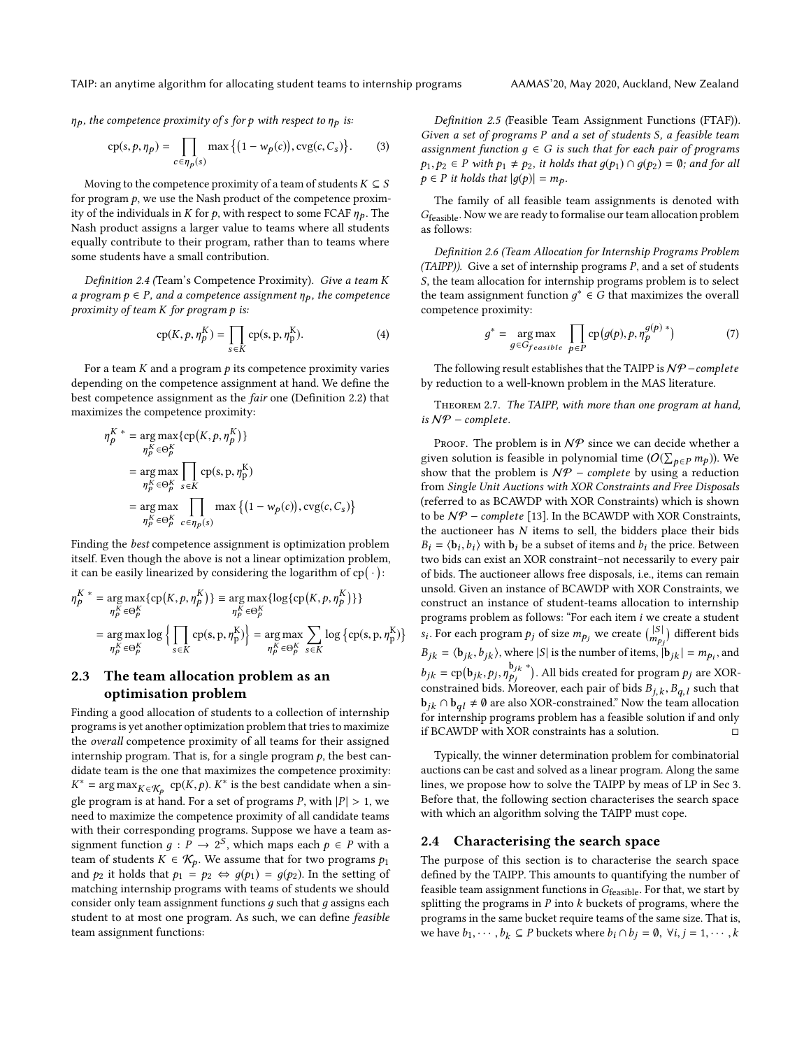$\eta_p$, the competence proximity of $s$ for $p$ with respect to $\eta_p$ is:

$$\mathrm{cp}(s, p, \eta_p) = \prod_{c \in \eta_p(s)} \max\left\{\left(1 - w_p(c)\right), \mathrm{cvg}(c, C_s)\right\}. \tag{3}$$

Moving to the competence proximity of a team of students $K \subseteq S$ for program $p$, we use the Nash product of the competence proximity of the individuals in $K$ for $p$, with respect to some FCAF $\eta_p$. The Nash product assigns a larger value to teams where all students equally contribute to their program, rather than to teams where some students have a small contribution.

*Definition 2.4 (*Team's Competence Proximity*). Give a team $K$ a program $p \in P$, and a competence assignment $\eta_p$, the competence proximity of team $K$ for program $p$ is:*

$$\mathrm{cp}(K, p, \eta_p^K) = \prod_{s \in K} \mathrm{cp}(\mathrm{s}, \mathrm{p}, \eta_\mathrm{p}^\mathrm{K}). \tag{4}$$

For a team $K$ and a program $p$ its competence proximity varies depending on the competence assignment at hand. We define the best competence assignment as the *fair* one (Definition 2.2) that maximizes the competence proximity:

$$\begin{aligned}
\eta_p^{K\,*} &= \underset{\eta_p^K \in \Theta_p^K}{\arg\max}\{\mathrm{cp}\big(K, p, \eta_p^K\big)\} \\
&= \underset{\eta_p^K \in \Theta_p^K}{\arg\max} \prod_{s \in K} \mathrm{cp}(\mathrm{s}, \mathrm{p}, \eta_\mathrm{p}^\mathrm{K}) \\
&= \underset{\eta_p^K \in \Theta_p^K}{\arg\max} \prod_{c \in \eta_p(s)} \max\left\{\left(1 - w_p(c)\right), \mathrm{cvg}(c, C_s)\right\}
\end{aligned}$$

Finding the *best* competence assignment is optimization problem itself. Even though the above is not a linear optimization problem, it can be easily linearized by considering the logarithm of $\mathrm{cp}(\cdot)$:

$$\begin{aligned}
\eta_p^{K\,*} &= \underset{\eta_p^K \in \Theta_p^K}{\arg\max}\{\mathrm{cp}(K, p, \eta_p^K)\} \equiv \underset{\eta_p^K \in \Theta_p^K}{\arg\max}\{\log\{\mathrm{cp}(K, p, \eta_p^K)\}\} \\
&= \underset{\eta_p^K \in \Theta_p^K}{\arg\max} \log\Big\{\prod_{s \in K} \mathrm{cp}(\mathrm{s}, \mathrm{p}, \eta_\mathrm{p}^\mathrm{K})\Big\} = \underset{\eta_p^K \in \Theta_p^K}{\arg\max} \sum_{s \in K} \log\left\{\mathrm{cp}(\mathrm{s}, \mathrm{p}, \eta_\mathrm{p}^\mathrm{K})\right\}
\end{aligned}$$

## 2.3 The team allocation problem as an optimisation problem

Finding a good allocation of students to a collection of internship programs is yet another optimization problem that tries to maximize the *overall* competence proximity of all teams for their assigned internship program. That is, for a single program $p$, the best candidate team is the one that maximizes the competence proximity: $K^* = \arg\max_{K \in \mathcal{K}_p} \mathrm{cp}(K, p)$. $K^*$ is the best candidate when a single program is at hand. For a set of programs $P$, with $|P| > 1$, we need to maximize the competence proximity of all candidate teams with their corresponding programs. Suppose we have a team assignment function $g : P \longrightarrow 2^S$, which maps each $p \in P$ with a team of students $K \in \mathcal{K}_p$. We assume that for two programs $p_1$ and $p_2$ it holds that $p_1 = p_2 \Leftrightarrow g(p_1) = g(p_2)$. In the setting of matching internship programs with teams of students we should consider only team assignment functions $g$ such that $g$ assigns each student to at most one program. As such, we can define *feasible* team assignment functions:

*Definition 2.5 (*Feasible Team Assignment Functions (FTAF)*). Given a set of programs $P$ and a set of students $S$, a feasible team assignment function $g \in G$ is such that for each pair of programs $p_1, p_2 \in P$ with $p_1 \neq p_2$, it holds that $g(p_1) \cap g(p_2) = \emptyset$; and for all $p \in P$ it holds that $|g(p)| = m_p$.*

The family of all feasible team assignments is denoted with $G_{\text{feasible}}$. Now we are ready to formalise our team allocation problem as follows:

*Definition 2.6 (Team Allocation for Internship Programs Problem (TAIPP)). Give a set of internship programs $P$, and a set of students $S$, the team allocation for internship programs problem is to select the team assignment function $g^* \in G$ that maximizes the overall competence proximity:*

$$g^* = \underset{g \in G_{feasible}}{\arg\max} \prod_{p \in P} \mathrm{cp}\big(g(p), p, \eta_p^{g(p)\,*}\big) \tag{7}$$

The following result establishes that the TAIPP is $\mathcal{NP}-complete$ by reduction to a well-known problem in the MAS literature.

**Theorem 2.7.** *The TAIPP, with more than one program at hand, is $\mathcal{NP}$ – complete.*

Proof. The problem is in $\mathcal{NP}$ since we can decide whether a given solution is feasible in polynomial time ($O(\sum_{p \in P} m_p)$). We show that the problem is $\mathcal{NP}$ – *complete* by using a reduction from *Single Unit Auctions with XOR Constraints and Free Disposals* (referred to as BCAWDP with XOR Constraints) which is shown to be $\mathcal{NP}$ – *complete* [13]. In the BCAWDP with XOR Constraints, the auctioneer has $N$ items to sell, the bidders place their bids $B_i = \langle \mathbf{b}_i, b_i \rangle$ with $\mathbf{b}_i$ be a subset of items and $b_i$ the price. Between two bids can exist an XOR constraint–not necessarily to every pair of bids. The auctioneer allows free disposals, i.e., items can remain unsold. Given an instance of BCAWDP with XOR Constraints, we construct an instance of student-teams allocation to internship programs problem as follows: "For each item $i$ we create a student $s_i$. For each program $p_j$ of size $m_{p_j}$ we create $\binom{|S|}{m_{p_j}}$ different bids $B_{jk} = \langle \mathbf{b}_{jk}, b_{jk} \rangle$, where $|S|$ is the number of items, $|\mathbf{b}_{jk}| = m_{p_i}$, and $b_{jk} = \mathrm{cp}\big(\mathbf{b}_{jk}, p_j, \eta_{p_j}^{\mathbf{b}_{jk}\,*}\big)$. All bids created for program $p_j$ are XOR-constrained bids. Moreover, each pair of bids $B_{j,k}, B_{q,l}$ such that $\mathbf{b}_{jk} \cap \mathbf{b}_{ql} \neq \emptyset$ are also XOR-constrained." Now the team allocation for internship programs problem has a feasible solution if and only if BCAWDP with XOR constraints has a solution. □

Typically, the winner determination problem for combinatorial auctions can be cast and solved as a linear program. Along the same lines, we propose how to solve the TAIPP by meas of LP in Sec 3. Before that, the following section characterises the search space with which an algorithm solving the TAIPP must cope.

## 2.4 Characterising the search space

The purpose of this section is to characterise the search space defined by the TAIPP. This amounts to quantifying the number of feasible team assignment functions in $G_{\text{feasible}}$. For that, we start by splitting the programs in $P$ into $k$ buckets of programs, where the programs in the same bucket require teams of the same size. That is, we have $b_1, \cdots, b_k \subseteq P$ buckets where $b_i \cap b_j = \emptyset, \ \forall i, j = 1, \cdots, k$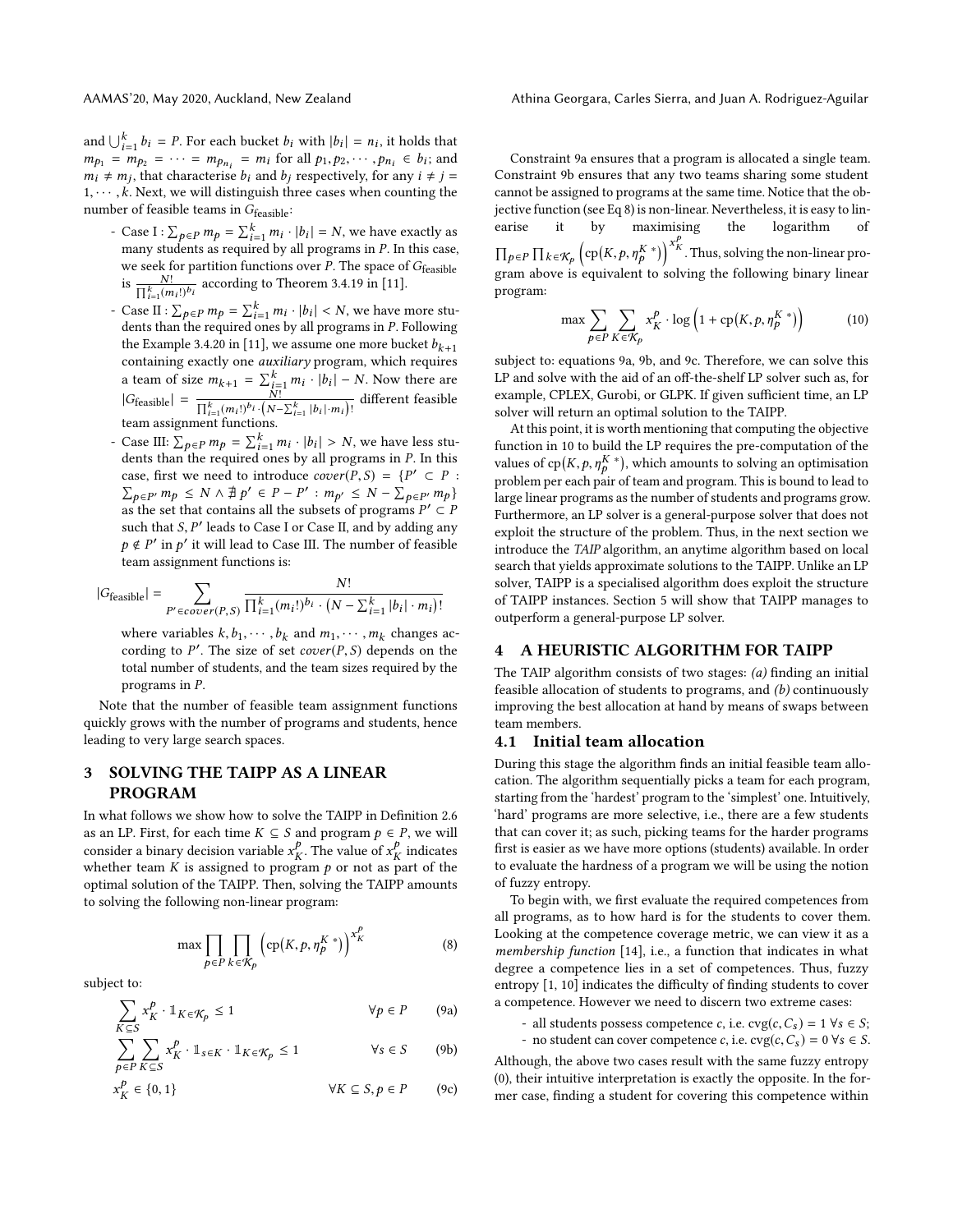and $\bigcup_{i=1}^{k} b_i = P$. For each bucket $b_i$ with $|b_i| = n_i$, it holds that $m_{p_1} = m_{p_2} = \cdots = m_{p_{n_i}} = m_i$ for all $p_1, p_2, \cdots, p_{n_i} \in b_i$; and $m_i \neq m_j$, that characterise $b_i$ and $b_j$ respectively, for any $i \neq j = 1, \cdots, k$. Next, we will distinguish three cases when counting the number of feasible teams in $G_{\text{feasible}}$:

- Case I : $\sum_{p \in P} m_p = \sum_{i=1}^{k} m_i \cdot |b_i| = N$, we have exactly as many students as required by all programs in $P$. In this case, we seek for partition functions over $P$. The space of $G_{\text{feasible}}$ is $\frac{N!}{\prod_{i=1}^{k}(m_i!)^{b_i}}$ according to Theorem 3.4.19 in [11].
- Case II : $\sum_{p \in P} m_p = \sum_{i=1}^{k} m_i \cdot |b_i| < N$, we have more students than the required ones by all programs in $P$. Following the Example 3.4.20 in [11], we assume one more bucket $b_{k+1}$ containing exactly one *auxiliary* program, which requires a team of size $m_{k+1} = \sum_{i=1}^{k} m_i \cdot |b_i| - N$. Now there are $|G_{\text{feasible}}| = \frac{N!}{\prod_{i=1}^{k}(m_i!)^{b_i} \cdot \left(N - \sum_{i=1}^{k} |b_i| \cdot m_i\right)!}$ different feasible team assignment functions.
- Case III: $\sum_{p \in P} m_p = \sum_{i=1}^{k} m_i \cdot |b_i| > N$, we have less students than the required ones by all programs in $P$. In this case, first we need to introduce $cover(P, S) = \{P' \subset P : \sum_{p \in P'} m_p \leq N \wedge \nexists\, p' \in P - P' : m_{p'} \leq N - \sum_{p \in P'} m_p\}$ as the set that contains all the subsets of programs $P' \subset P$ such that $S, P'$ leads to Case I or Case II, and by adding any $p \notin P'$ in $p'$ it will lead to Case III. The number of feasible team assignment functions is:

$$|G_{\text{feasible}}| = \sum_{P' \in cover(P,S)} \frac{N!}{\prod_{i=1}^{k}(m_i!)^{b_i} \cdot \left(N - \sum_{i=1}^{k} |b_i| \cdot m_i\right)!}$$

  where variables $k, b_1, \cdots, b_k$ and $m_1, \cdots, m_k$ changes according to $P'$. The size of set $cover(P, S)$ depends on the total number of students, and the team sizes required by the programs in $P$.

Note that the number of feasible team assignment functions quickly grows with the number of programs and students, hence leading to very large search spaces.

## 3 SOLVING THE TAIPP AS A LINEAR PROGRAM

In what follows we show how to solve the TAIPP in Definition 2.6 as an LP. First, for each time $K \subseteq S$ and program $p \in P$, we will consider a binary decision variable $x_K^p$. The value of $x_K^p$ indicates whether team $K$ is assigned to program $p$ or not as part of the optimal solution of the TAIPP. Then, solving the TAIPP amounts to solving the following non-linear program:

$$\max \prod_{p \in P} \prod_{k \in \mathcal{K}_p} \left(\text{cp}(K, p, \eta_p^{K\,*})\right)^{x_K^p} \tag{8}$$

subject to:

$$\sum_{K \subseteq S} x_K^p \cdot \mathbb{1}_{K \in \mathcal{K}_p} \leq 1 \qquad \forall p \in P \tag{9a}$$

$$\sum_{p \in P} \sum_{K \subseteq S} x_K^p \cdot \mathbb{1}_{s \in K} \cdot \mathbb{1}_{K \in \mathcal{K}_p} \leq 1 \qquad \forall s \in S \tag{9b}$$

$$x_K^p \in \{0, 1\} \qquad \forall K \subseteq S, p \in P \tag{9c}$$

Constraint 9a ensures that a program is allocated a single team. Constraint 9b ensures that any two teams sharing some student cannot be assigned to programs at the same time. Notice that the objective function (see Eq 8) is non-linear. Nevertheless, it is easy to linearise it by maximising the logarithm of $\prod_{p \in P} \prod_{k \in \mathcal{K}_p} \left(\text{cp}(K, p, \eta_p^{K\,*})\right)^{x_K^p}$. Thus, solving the non-linear program above is equivalent to solving the following binary linear program:

$$\max \sum_{p \in P} \sum_{K \in \mathcal{K}_p} x_K^p \cdot \log\left(1 + \text{cp}(K, p, \eta_p^{K\,*})\right) \tag{10}$$

subject to: equations 9a, 9b, and 9c. Therefore, we can solve this LP and solve with the aid of an off-the-shelf LP solver such as, for example, CPLEX, Gurobi, or GLPK. If given sufficient time, an LP solver will return an optimal solution to the TAIPP.

At this point, it is worth mentioning that computing the objective function in 10 to build the LP requires the pre-computation of the values of $\text{cp}(K, p, \eta_p^{K\,*})$, which amounts to solving an optimisation problem per each pair of team and program. This is bound to lead to large linear programs as the number of students and programs grow. Furthermore, an LP solver is a general-purpose solver that does not exploit the structure of the problem. Thus, in the next section we introduce the *TAIP* algorithm, an anytime algorithm based on local search that yields approximate solutions to the TAIPP. Unlike an LP solver, TAIPP is a specialised algorithm does exploit the structure of TAIPP instances. Section 5 will show that TAIPP manages to outperform a general-purpose LP solver.

## 4 A HEURISTIC ALGORITHM FOR TAIPP

The TAIP algorithm consists of two stages: *(a)* finding an initial feasible allocation of students to programs, and *(b)* continuously improving the best allocation at hand by means of swaps between team members.

### 4.1 Initial team allocation

During this stage the algorithm finds an initial feasible team allocation. The algorithm sequentially picks a team for each program, starting from the 'hardest' program to the 'simplest' one. Intuitively, 'hard' programs are more selective, i.e., there are a few students that can cover it; as such, picking teams for the harder programs first is easier as we have more options (students) available. In order to evaluate the hardness of a program we will be using the notion of fuzzy entropy.

To begin with, we first evaluate the required competences from all programs, as to how hard is for the students to cover them. Looking at the competence coverage metric, we can view it as a *membership function* [14], i.e., a function that indicates in what degree a competence lies in a set of competences. Thus, fuzzy entropy [1, 10] indicates the difficulty of finding students to cover a competence. However we need to discern two extreme cases:

- all students possess competence $c$, i.e. $\text{cvg}(c, C_s) = 1\ \forall s \in S$;
- no student can cover competence $c$, i.e. $\text{cvg}(c, C_s) = 0\ \forall s \in S$.

Although, the above two cases result with the same fuzzy entropy (0), their intuitive interpretation is exactly the opposite. In the former case, finding a student for covering this competence within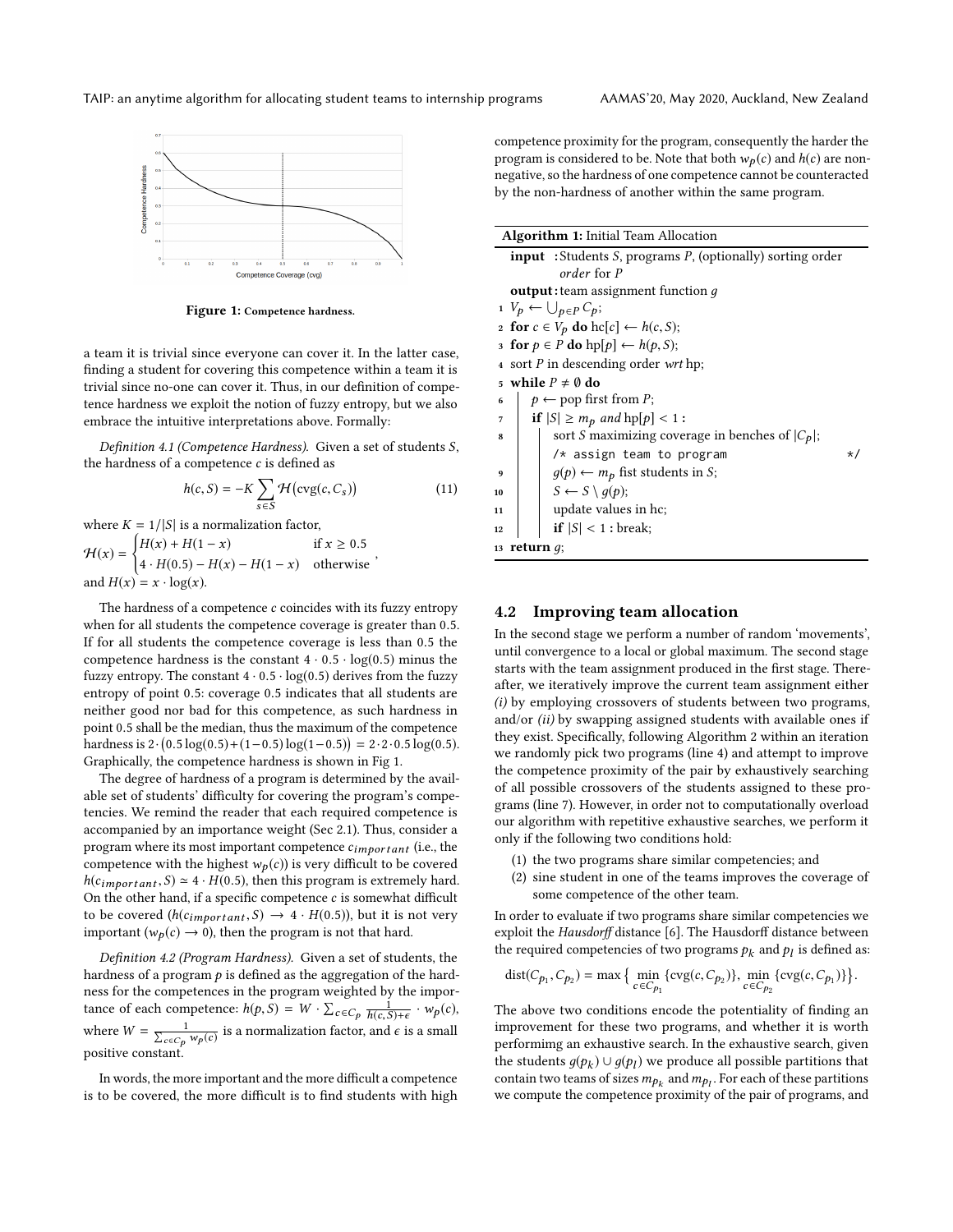Figure 1: Competence hardness.

a team it is trivial since everyone can cover it. In the latter case, finding a student for covering this competence within a team it is trivial since no-one can cover it. Thus, in our definition of competence hardness we exploit the notion of fuzzy entropy, but we also embrace the intuitive interpretations above. Formally:

*Definition 4.1 (Competence Hardness).* Given a set of students $S$, the hardness of a competence $c$ is defined as

$$h(c, S) = -K \sum_{s \in S} \mathcal{H}\big(\text{cvg}(c, C_s)\big) \tag{11}$$

where $K = 1/|S|$ is a normalization factor,
$\mathcal{H}(x) = \begin{cases} H(x) + H(1-x) & \text{if } x \geq 0.5 \\ 4 \cdot H(0.5) - H(x) - H(1-x) & \text{otherwise} \end{cases}$,
and $H(x) = x \cdot \log(x)$.

The hardness of a competence $c$ coincides with its fuzzy entropy when for all students the competence coverage is greater than 0.5. If for all students the competence coverage is less than 0.5 the competence hardness is the constant $4 \cdot 0.5 \cdot \log(0.5)$ minus the fuzzy entropy. The constant $4 \cdot 0.5 \cdot \log(0.5)$ derives from the fuzzy entropy of point 0.5: coverage 0.5 indicates that all students are neither good nor bad for this competence, as such hardness in point 0.5 shall be the median, thus the maximum of the competence hardness is $2 \cdot \big(0.5 \log(0.5) + (1-0.5)\log(1-0.5)\big) = 2 \cdot 2 \cdot 0.5 \log(0.5)$. Graphically, the competence hardness is shown in Fig 1.

The degree of hardness of a program is determined by the available set of students' difficulty for covering the program's competencies. We remind the reader that each required competence is accompanied by an importance weight (Sec 2.1). Thus, consider a program where its most important competence $c_{important}$ (i.e., the competence with the highest $w_p(c)$) is very difficult to be covered $h(c_{important}, S) \simeq 4 \cdot H(0.5)$, then this program is extremely hard. On the other hand, if a specific competence $c$ is somewhat difficult to be covered ($h(c_{important}, S) \rightarrow 4 \cdot H(0.5)$), but it is not very important ($w_p(c) \rightarrow 0$), then the program is not that hard.

*Definition 4.2 (Program Hardness).* Given a set of students, the hardness of a program $p$ is defined as the aggregation of the hardness for the competences in the program weighted by the importance of each competence: $h(p, S) = W \cdot \sum_{c \in C_p} \frac{1}{h(c,S)+\epsilon} \cdot w_p(c)$, where $W = \frac{1}{\sum_{c \in C_p} w_p(c)}$ is a normalization factor, and $\epsilon$ is a small positive constant.

In words, the more important and the more difficult a competence is to be covered, the more difficult is to find students with high competence proximity for the program, consequently the harder the program is considered to be. Note that both $w_p(c)$ and $h(c)$ are non-negative, so the hardness of one competence cannot be counteracted by the non-hardness of another within the same program.

**Algorithm 1:** Initial Team Allocation

```
input  : Students S, programs P, (optionally) sorting order
         order for P
output : team assignment function g
1  V_p ← ⋃_{p∈P} C_p;
2  for c ∈ V_p do hc[c] ← h(c, S);
3  for p ∈ P do hp[p] ← h(p, S);
4  sort P in descending order wrt hp;
5  while P ≠ ∅ do
6  |   p ← pop first from P;
7  |   if |S| ≥ m_p and hp[p] < 1 :
8  |   |   sort S maximizing coverage in benches of |C_p|;
   |   |   /* assign team to program                    */
9  |   |   g(p) ← m_p fist students in S;
10 |   |   S ← S \ g(p);
11 |   |   update values in hc;
12 |   |   if |S| < 1 : break;
13 return g;
```

## 4.2 Improving team allocation

In the second stage we perform a number of random 'movements', until convergence to a local or global maximum. The second stage starts with the team assignment produced in the first stage. Thereafter, we iteratively improve the current team assignment either *(i)* by employing crossovers of students between two programs, and/or *(ii)* by swapping assigned students with available ones if they exist. Specifically, following Algorithm 2 within an iteration we randomly pick two programs (line 4) and attempt to improve the competence proximity of the pair by exhaustively searching of all possible crossovers of the students assigned to these programs (line 7). However, in order not to computationally overload our algorithm with repetitive exhaustive searches, we perform it only if the following two conditions hold:

1. the two programs share similar competencies; and
2. sine student in one of the teams improves the coverage of some competence of the other team.

In order to evaluate if two programs share similar competencies we exploit the *Hausdorff* distance [6]. The Hausdorff distance between the required competencies of two programs $p_k$ and $p_l$ is defined as:

$$\text{dist}(C_{p_1}, C_{p_2}) = \max\big\{\min_{c \in C_{p_1}} \{\text{cvg}(c, C_{p_2})\}, \min_{c \in C_{p_2}} \{\text{cvg}(c, C_{p_1})\}\big\}.$$

The above two conditions encode the potentiality of finding an improvement for these two programs, and whether it is worth performimg an exhaustive search. In the exhaustive search, given the students $g(p_k) \cup g(p_l)$ we produce all possible partitions that contain two teams of sizes $m_{p_k}$ and $m_{p_l}$. For each of these partitions we compute the competence proximity of the pair of programs, and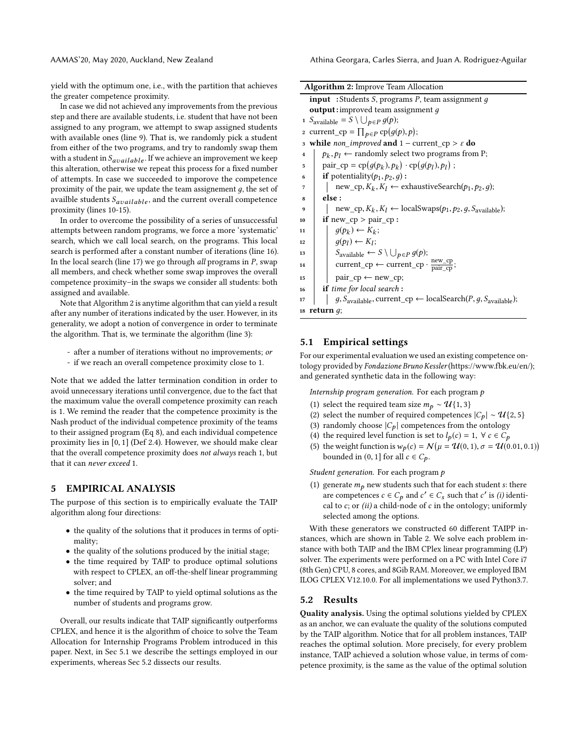yield with the optimum one, i.e., with the partition that achieves the greater competence proximity.

In case we did not achieved any improvements from the previous step and there are available students, i.e. student that have not been assigned to any program, we attempt to swap assigned students with available ones (line 9). That is, we randomly pick a student from either of the two programs, and try to randomly swap them with a student in $S_{available}$. If we achieve an improvement we keep this alteration, otherwise we repeat this process for a fixed number of attempts. In case we succeeded to imporove the competence proximity of the pair, we update the team assignement $g$, the set of availble students $S_{available}$, and the current overall competence proximity (lines 10-15).

In order to overcome the possibility of a series of unsuccessful attempts between random programs, we force a more 'systematic' search, which we call local search, on the programs. This local search is performed after a constant number of iterations (line 16). In the local search (line 17) we go through *all* programs in $P$, swap all members, and check whether some swap improves the overall competence proximity–in the swaps we consider all students: both assigned and available.

Note that Algorithm 2 is anytime algorithm that can yield a result after any number of iterations indicated by the user. However, in its generality, we adopt a notion of convergence in order to terminate the algorithm. That is, we terminate the algorithm (line 3):

- after a number of iterations without no improvements; *or*
- if we reach an overall competence proximity close to 1.

Note that we added the latter termination condition in order to avoid unnecessary iterations until convergence, due to the fact that the maximum value the overall competence proximity can reach is 1. We remind the reader that the competence proximity is the Nash product of the individual competence proximity of the teams to their assigned program (Eq 8), and each individual competence proximity lies in $[0, 1]$ (Def 2.4). However, we should make clear that the overall competence proximity does *not always* reach 1, but that it can *never exceed* 1.

**Algorithm 2:** Improve Team Allocation

```
   input  : Students S, programs P, team assignment g
   output : improved team assignment g
 1 S_available = S \ ⋃_{p∈P} g(p);
 2 current_cp = ∏_{p∈P} cp(g(p), p);
 3 while non_improved and 1 − current_cp > ε do
 4     p_k, p_l ← randomly select two programs from P;
 5     pair_cp = cp(g(p_k), p_k) · cp(g(p_l), p_l) ;
 6     if potentiality(p_1, p_2, g) :
 7         new_cp, K_k, K_l ← exhaustiveSearch(p_1, p_2, g);
 8     else :
 9         new_cp, K_k, K_l ← localSwaps(p_1, p_2, g, S_available);
10     if new_cp > pair_cp :
11         g(p_k) ← K_k;
12         g(p_l) ← K_l;
13         S_available ← S \ ⋃_{p∈P} g(p);
14         current_cp ← current_cp · new_cp / pair_cp;
15         pair_cp ← new_cp;
16     if time for local search :
17         g, S_available, current_cp ← localSearch(P, g, S_available);
18 return g;
```

## 5 EMPIRICAL ANALYSIS

The purpose of this section is to empirically evaluate the TAIP algorithm along four directions:

- the quality of the solutions that it produces in terms of optimality;
- the quality of the solutions produced by the initial stage;
- the time required by TAIP to produce optimal solutions with respect to CPLEX, an off-the-shelf linear programming solver; and
- the time required by TAIP to yield optimal solutions as the number of students and programs grow.

Overall, our results indicate that TAIP significantly outperforms CPLEX, and hence it is the algorithm of choice to solve the Team Allocation for Internship Programs Problem introduced in this paper. Next, in Sec 5.1 we describe the settings employed in our experiments, whereas Sec 5.2 dissects our results.

### 5.1 Empirical settings

For our experimental evaluation we used an existing competence ontology provided by *Fondazione Bruno Kessler* (https://www.fbk.eu/en/); and generated synthetic data in the following way:

*Internship program generation.* For each program $p$

1. select the required team size $m_p \sim \mathcal{U}\{1, 3\}$
2. select the number of required competences $|C_p| \sim \mathcal{U}\{2, 5\}$
3. randomly choose $|C_p|$ competences from the ontology
4. the required level function is set to $l_p(c) = 1, \ \forall c \in C_p$
5. the weight function is $w_p(c) = \mathcal{N}\big(\mu = \mathcal{U}(0, 1), \sigma = \mathcal{U}(0.01, 0.1)\big)$ bounded in $(0, 1]$ for all $c \in C_p$.

*Student generation.* For each program $p$

1. generate $m_p$ new students such that for each student $s$: there are competences $c \in C_p$ and $c' \in C_s$ such that $c'$ is *(i)* identical to $c$; or *(ii)* a child-node of $c$ in the ontology; uniformly selected among the options.

With these generators we constructed 60 different TAIPP instances, which are shown in Table 2. We solve each problem instance with both TAIP and the IBM CPlex linear programming (LP) solver. The experiments were performed on a PC with Intel Core i7 (8th Gen) CPU, 8 cores, and 8Gib RAM. Moreover, we employed IBM ILOG CPLEX V12.10.0. For all implementations we used Python3.7.

### 5.2 Results

**Quality analysis.** Using the optimal solutions yielded by CPLEX as an anchor, we can evaluate the quality of the solutions computed by the TAIP algorithm. Notice that for all problem instances, TAIP reaches the optimal solution. More precisely, for every problem instance, TAIP achieved a solution whose value, in terms of competence proximity, is the same as the value of the optimal solution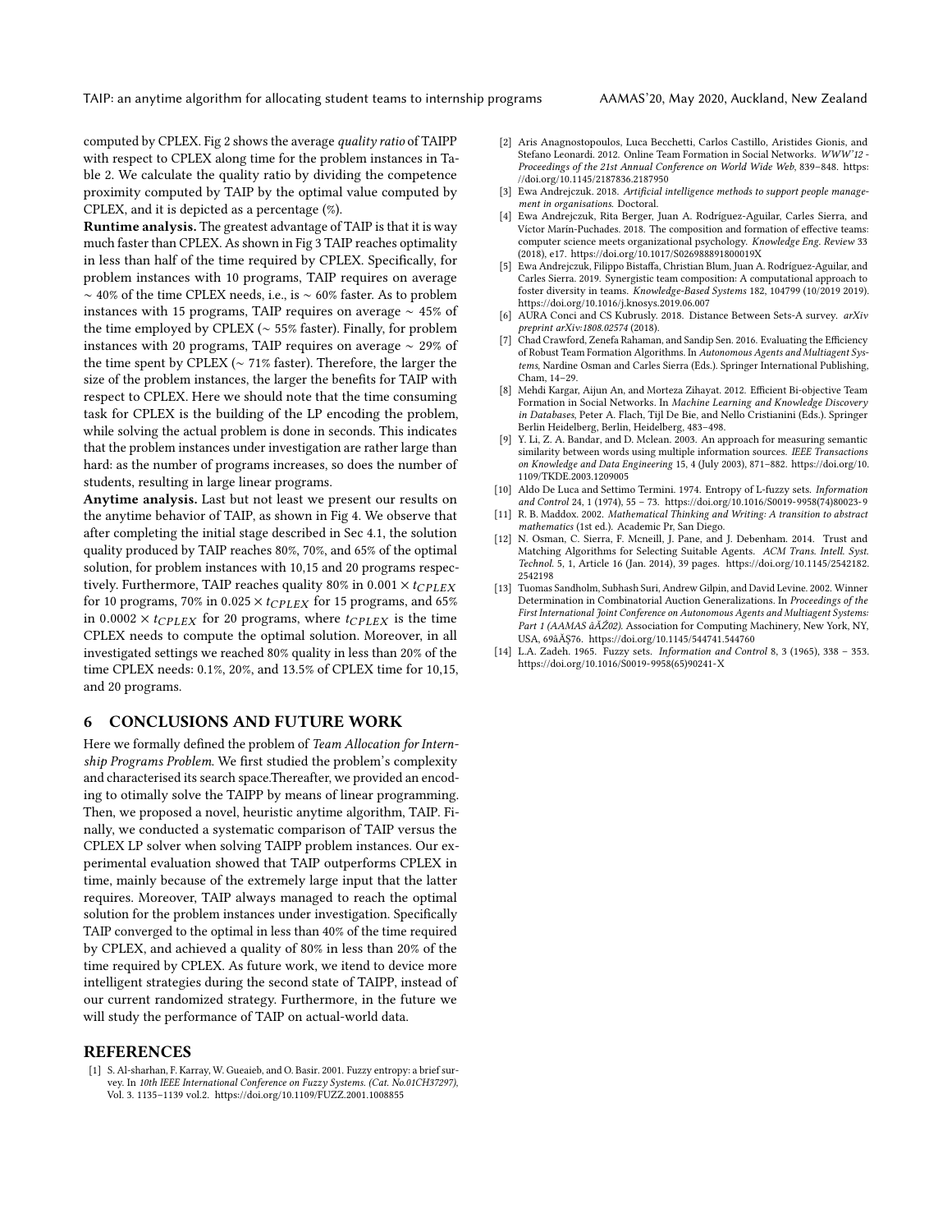computed by CPLEX. Fig 2 shows the average *quality ratio* of TAIPP with respect to CPLEX along time for the problem instances in Table 2. We calculate the quality ratio by dividing the competence proximity computed by TAIP by the optimal value computed by CPLEX, and it is depicted as a percentage (%).

**Runtime analysis.** The greatest advantage of TAIP is that it is way much faster than CPLEX. As shown in Fig 3 TAIP reaches optimality in less than half of the time required by CPLEX. Specifically, for problem instances with 10 programs, TAIP requires on average $\sim$ 40% of the time CPLEX needs, i.e., is $\sim$ 60% faster. As to problem instances with 15 programs, TAIP requires on average $\sim$ 45% of the time employed by CPLEX ($\sim$ 55% faster). Finally, for problem instances with 20 programs, TAIP requires on average $\sim$ 29% of the time spent by CPLEX ($\sim$ 71% faster). Therefore, the larger the size of the problem instances, the larger the benefits for TAIP with respect to CPLEX. Here we should note that the time consuming task for CPLEX is the building of the LP encoding the problem, while solving the actual problem is done in seconds. This indicates that the problem instances under investigation are rather large than hard: as the number of programs increases, so does the number of students, resulting in large linear programs.

**Anytime analysis.** Last but not least we present our results on the anytime behavior of TAIP, as shown in Fig 4. We observe that after completing the initial stage described in Sec 4.1, the solution quality produced by TAIP reaches 80%, 70%, and 65% of the optimal solution, for problem instances with 10,15 and 20 programs respectively. Furthermore, TAIP reaches quality 80% in $0.001 \times t_{CPLEX}$ for 10 programs, 70% in $0.025 \times t_{CPLEX}$ for 15 programs, and 65% in $0.0002 \times t_{CPLEX}$ for 20 programs, where $t_{CPLEX}$ is the time CPLEX needs to compute the optimal solution. Moreover, in all investigated settings we reached 80% quality in less than 20% of the time CPLEX needs: 0.1%, 20%, and 13.5% of CPLEX time for 10,15, and 20 programs.

## 6 CONCLUSIONS AND FUTURE WORK

Here we formally defined the problem of *Team Allocation for Internship Programs Problem.* We first studied the problem's complexity and characterised its search space.Thereafter, we provided an encoding to otimally solve the TAIPP by means of linear programming. Then, we proposed a novel, heuristic anytime algorithm, TAIP. Finally, we conducted a systematic comparison of TAIP versus the CPLEX LP solver when solving TAIPP problem instances. Our experimental evaluation showed that TAIP outperforms CPLEX in time, mainly because of the extremely large input that the latter requires. Moreover, TAIP always managed to reach the optimal solution for the problem instances under investigation. Specifically TAIP converged to the optimal in less than 40% of the time required by CPLEX, and achieved a quality of 80% in less than 20% of the time required by CPLEX. As future work, we itend to device more intelligent strategies during the second state of TAIPP, instead of our current randomized strategy. Furthermore, in the future we will study the performance of TAIP on actual-world data.

## REFERENCES

[1] S. Al-sharhan, F. Karray, W. Gueaieb, and O. Basir. 2001. Fuzzy entropy: a brief survey. In *10th IEEE International Conference on Fuzzy Systems. (Cat. No.01CH37297)*, Vol. 3. 1135–1139 vol.2. https://doi.org/10.1109/FUZZ.2001.1008855

[2] Aris Anagnostopoulos, Luca Becchetti, Carlos Castillo, Aristides Gionis, and Stefano Leonardi. 2012. Online Team Formation in Social Networks. *WWW'12 - Proceedings of the 21st Annual Conference on World Wide Web*, 839–848. https://doi.org/10.1145/2187836.2187950

[3] Ewa Andrejczuk. 2018. *Artificial intelligence methods to support people management in organisations.* Doctoral.

[4] Ewa Andrejczuk, Rita Berger, Juan A. Rodríguez-Aguilar, Carles Sierra, and Víctor Marín-Puchades. 2018. The composition and formation of effective teams: computer science meets organizational psychology. *Knowledge Eng. Review* 33 (2018), e17. https://doi.org/10.1017/S026988891800019X

[5] Ewa Andrejczuk, Filippo Bistaffa, Christian Blum, Juan A. Rodríguez-Aguilar, and Carles Sierra. 2019. Synergistic team composition: A computational approach to foster diversity in teams. *Knowledge-Based Systems* 182, 104799 (10/2019 2019). https://doi.org/10.1016/j.knosys.2019.06.007

[6] AURA Conci and CS Kubrusly. 2018. Distance Between Sets-A survey. *arXiv preprint arXiv:1808.02574* (2018).

[7] Chad Crawford, Zenefa Rahaman, and Sandip Sen. 2016. Evaluating the Efficiency of Robust Team Formation Algorithms. In *Autonomous Agents and Multiagent Systems*, Nardine Osman and Carles Sierra (Eds.). Springer International Publishing, Cham, 14–29.

[8] Mehdi Kargar, Aijun An, and Morteza Zihayat. 2012. Efficient Bi-objective Team Formation in Social Networks. In *Machine Learning and Knowledge Discovery in Databases*, Peter A. Flach, Tijl De Bie, and Nello Cristianini (Eds.). Springer Berlin Heidelberg, Berlin, Heidelberg, 483–498.

[9] Y. Li, Z. A. Bandar, and D. Mclean. 2003. An approach for measuring semantic similarity between words using multiple information sources. *IEEE Transactions on Knowledge and Data Engineering* 15, 4 (July 2003), 871–882. https://doi.org/10.1109/TKDE.2003.1209005

[10] Aldo De Luca and Settimo Termini. 1974. Entropy of L-fuzzy sets. *Information and Control* 24, 1 (1974), 55 – 73. https://doi.org/10.1016/S0019-9958(74)80023-9

[11] R. B. Maddox. 2002. *Mathematical Thinking and Writing: A transition to abstract mathematics* (1st ed.). Academic Pr, San Diego.

[12] N. Osman, C. Sierra, F. Mcneill, J. Pane, and J. Debenham. 2014. Trust and Matching Algorithms for Selecting Suitable Agents. *ACM Trans. Intell. Syst. Technol.* 5, 1, Article 16 (Jan. 2014), 39 pages. https://doi.org/10.1145/2542182.2542198

[13] Tuomas Sandholm, Subhash Suri, Andrew Gilpin, and David Levine. 2002. Winner Determination in Combinatorial Auction Generalizations. In *Proceedings of the First International Joint Conference on Autonomous Agents and Multiagent Systems: Part 1 (AAMAS âĂŽ02)*. Association for Computing Machinery, New York, NY, USA, 69âĂŞ76. https://doi.org/10.1145/544741.544760

[14] L.A. Zadeh. 1965. Fuzzy sets. *Information and Control* 8, 3 (1965), 338 – 353. https://doi.org/10.1016/S0019-9958(65)90241-X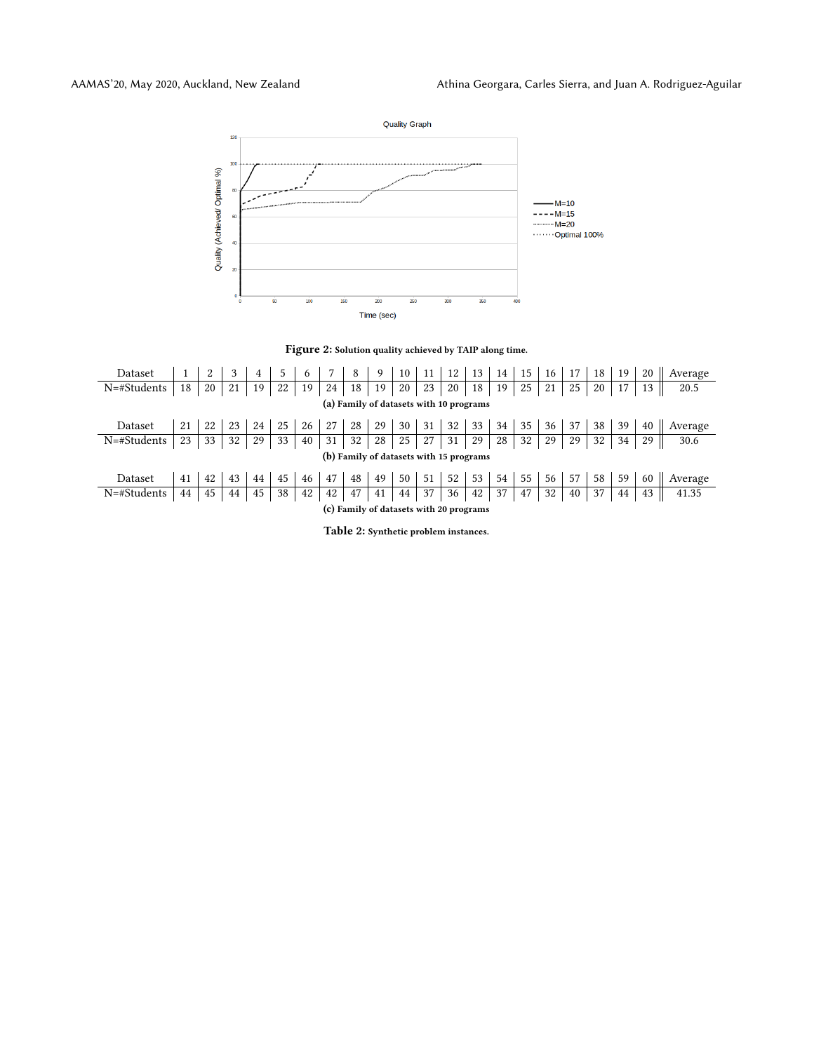**Figure 2: Solution quality achieved by TAIP along time.**

| Dataset | 1 | 2 | 3 | 4 | 5 | 6 | 7 | 8 | 9 | 10 | 11 | 12 | 13 | 14 | 15 | 16 | 17 | 18 | 19 | 20 | Average |
|---|---|---|---|---|---|---|---|---|---|---|---|---|---|---|---|---|---|---|---|---|---|
| N=#Students | 18 | 20 | 21 | 19 | 22 | 19 | 24 | 18 | 19 | 20 | 23 | 20 | 18 | 19 | 25 | 21 | 25 | 20 | 17 | 13 | 20.5 |

**(a) Family of datasets with 10 programs**

| Dataset | 21 | 22 | 23 | 24 | 25 | 26 | 27 | 28 | 29 | 30 | 31 | 32 | 33 | 34 | 35 | 36 | 37 | 38 | 39 | 40 | Average |
|---|---|---|---|---|---|---|---|---|---|---|---|---|---|---|---|---|---|---|---|---|---|
| N=#Students | 23 | 33 | 32 | 29 | 33 | 40 | 31 | 32 | 28 | 25 | 27 | 31 | 29 | 28 | 32 | 29 | 29 | 32 | 34 | 29 | 30.6 |

**(b) Family of datasets with 15 programs**

| Dataset | 41 | 42 | 43 | 44 | 45 | 46 | 47 | 48 | 49 | 50 | 51 | 52 | 53 | 54 | 55 | 56 | 57 | 58 | 59 | 60 | Average |
|---|---|---|---|---|---|---|---|---|---|---|---|---|---|---|---|---|---|---|---|---|---|
| N=#Students | 44 | 45 | 44 | 45 | 38 | 42 | 42 | 47 | 41 | 44 | 37 | 36 | 42 | 37 | 47 | 32 | 40 | 37 | 44 | 43 | 41.35 |

**(c) Family of datasets with 20 programs**

**Table 2: Synthetic problem instances.**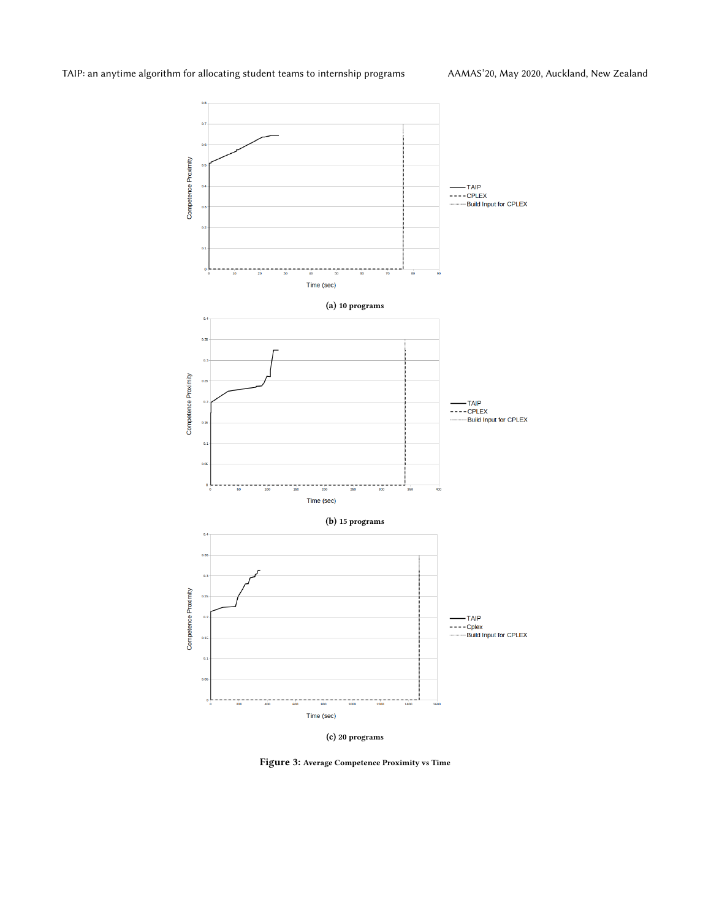(a) 10 programs

(b) 15 programs

(c) 20 programs

Figure 3: Average Competence Proximity vs Time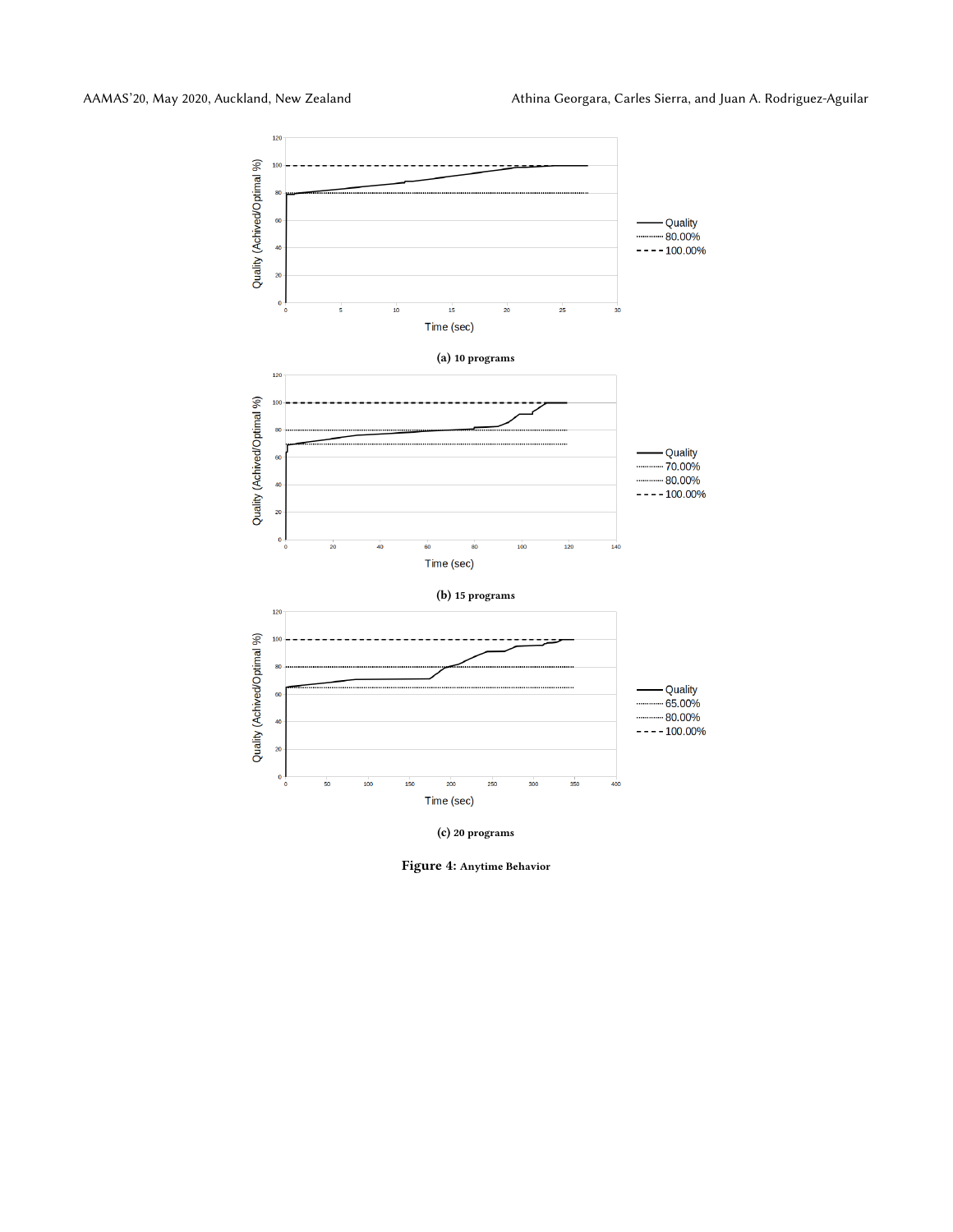120
100
80
60
40
20
0

0 5 10 15 20 25 30

Quality (Achived/Optimal %)

Time (sec)

Quality
80.00%
100.00%

**(a) 10 programs**

120
100
80
60
40
20
0

0 20 40 60 80 100 120 140

Quality (Achived/Optimal %)

Time (sec)

Quality
70.00%
80.00%
100.00%

**(b) 15 programs**

120
100
80
60
40
20
0

0 50 100 150 200 250 300 350 400

Quality (Achived/Optimal %)

Time (sec)

Quality
65.00%
80.00%
100.00%

**(c) 20 programs**

**Figure 4: Anytime Behavior**